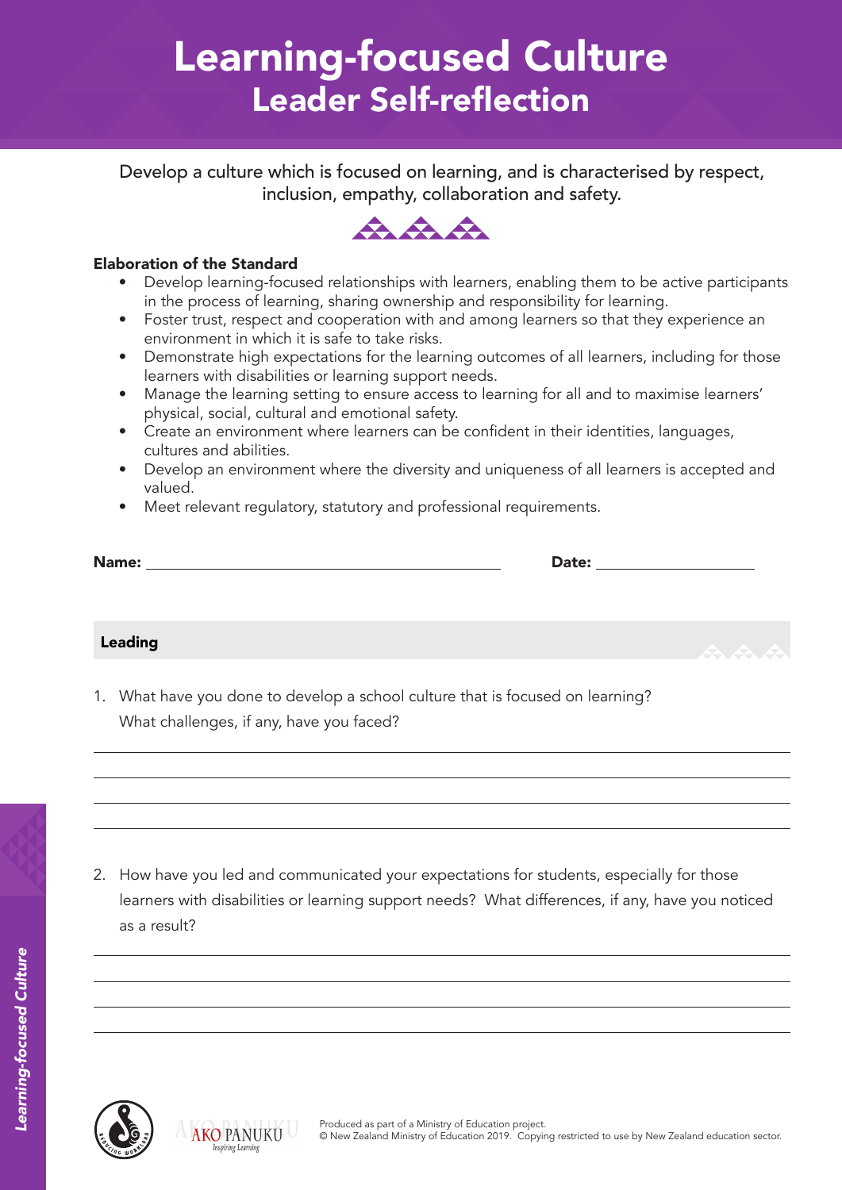# Learning-focused Culture
## Leader Self-reflection

Develop a culture which is focused on learning, and is characterised by respect, inclusion, empathy, collaboration and safety.

**Elaboration of the Standard**

- Develop learning-focused relationships with learners, enabling them to be active participants in the process of learning, sharing ownership and responsibility for learning.
- Foster trust, respect and cooperation with and among learners so that they experience an environment in which it is safe to take risks.
- Demonstrate high expectations for the learning outcomes of all learners, including for those learners with disabilities or learning support needs.
- Manage the learning setting to ensure access to learning for all and to maximise learners' physical, social, cultural and emotional safety.
- Create an environment where learners can be confident in their identities, languages, cultures and abilities.
- Develop an environment where the diversity and uniqueness of all learners is accepted and valued.
- Meet relevant regulatory, statutory and professional requirements.

**Name:** ______________________________ **Date:** ____________________

### Leading

1. What have you done to develop a school culture that is focused on learning? What challenges, if any, have you faced?

________________________________________

________________________________________

________________________________________

________________________________________

2. How have you led and communicated your expectations for students, especially for those learners with disabilities or learning support needs? What differences, if any, have you noticed as a result?

________________________________________

________________________________________

________________________________________

________________________________________

Produced as part of a Ministry of Education project.
© New Zealand Ministry of Education 2019. Copying restricted to use by New Zealand education sector.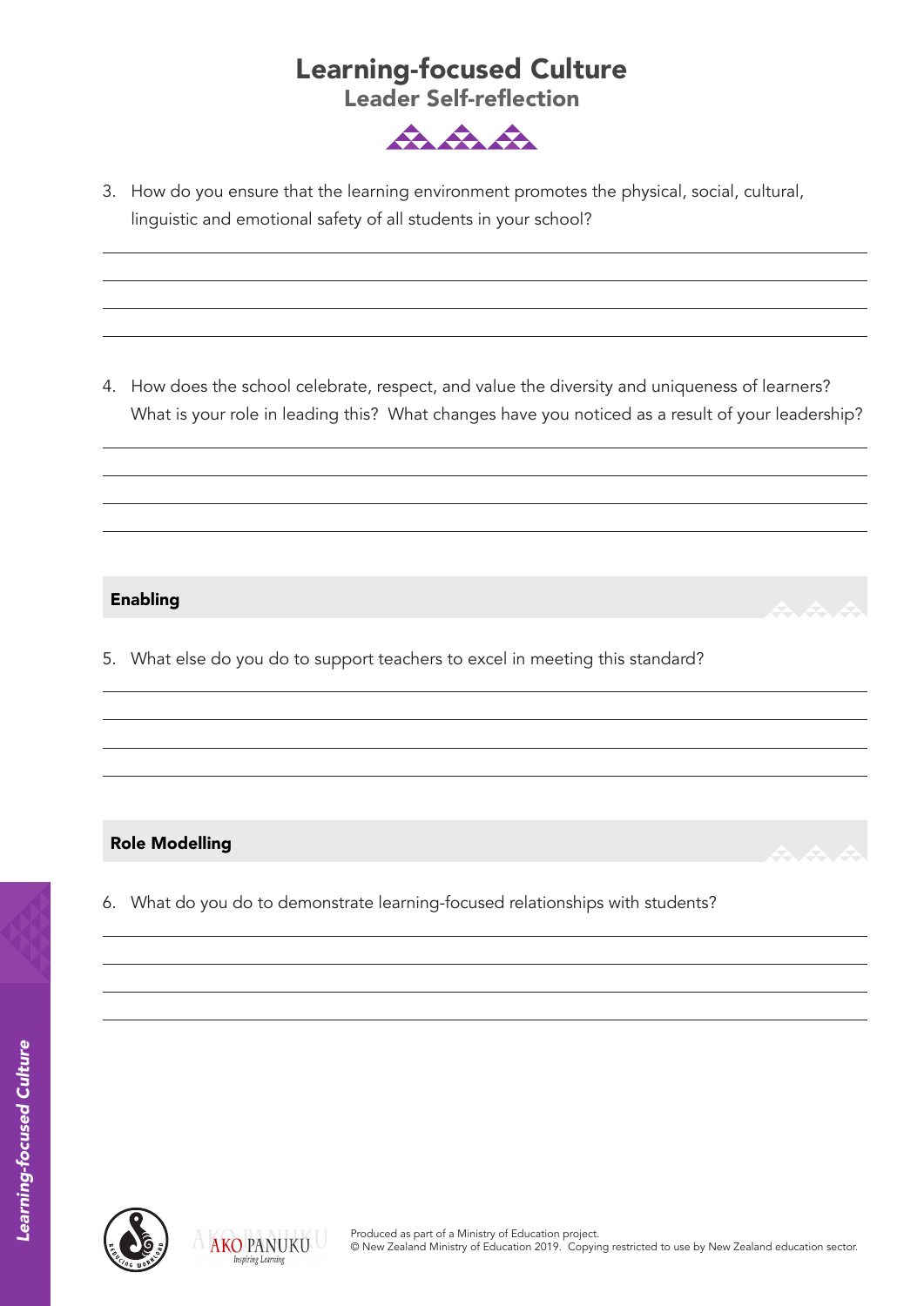# Learning-focused Culture

## Leader Self-reflection

3. How do you ensure that the learning environment promotes the physical, social, cultural, linguistic and emotional safety of all students in your school?

4. How does the school celebrate, respect, and value the diversity and uniqueness of learners? What is your role in leading this? What changes have you noticed as a result of your leadership?

### Enabling

5. What else do you do to support teachers to excel in meeting this standard?

### Role Modelling

6. What do you do to demonstrate learning-focused relationships with students?

Produced as part of a Ministry of Education project.
© New Zealand Ministry of Education 2019. Copying restricted to use by New Zealand education sector.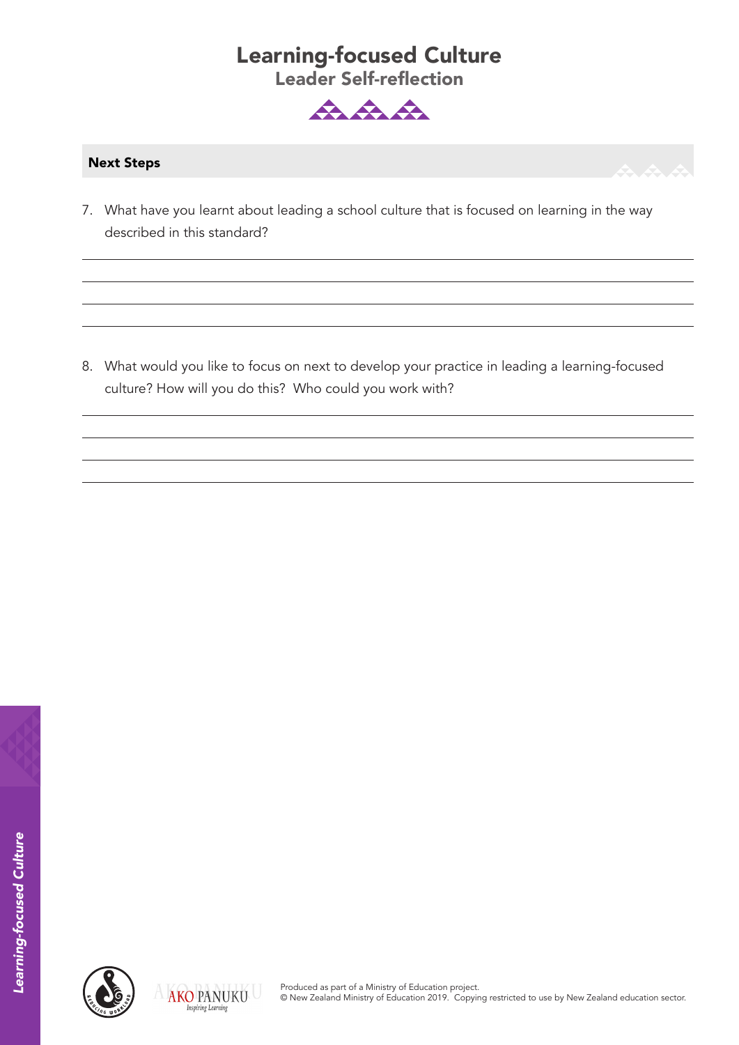# Learning-focused Culture

## Leader Self-reflection

### Next Steps

7. What have you learnt about leading a school culture that is focused on learning in the way described in this standard?

8. What would you like to focus on next to develop your practice in leading a learning-focused culture? How will you do this? Who could you work with?

Produced as part of a Ministry of Education project.
© New Zealand Ministry of Education 2019. Copying restricted to use by New Zealand education sector.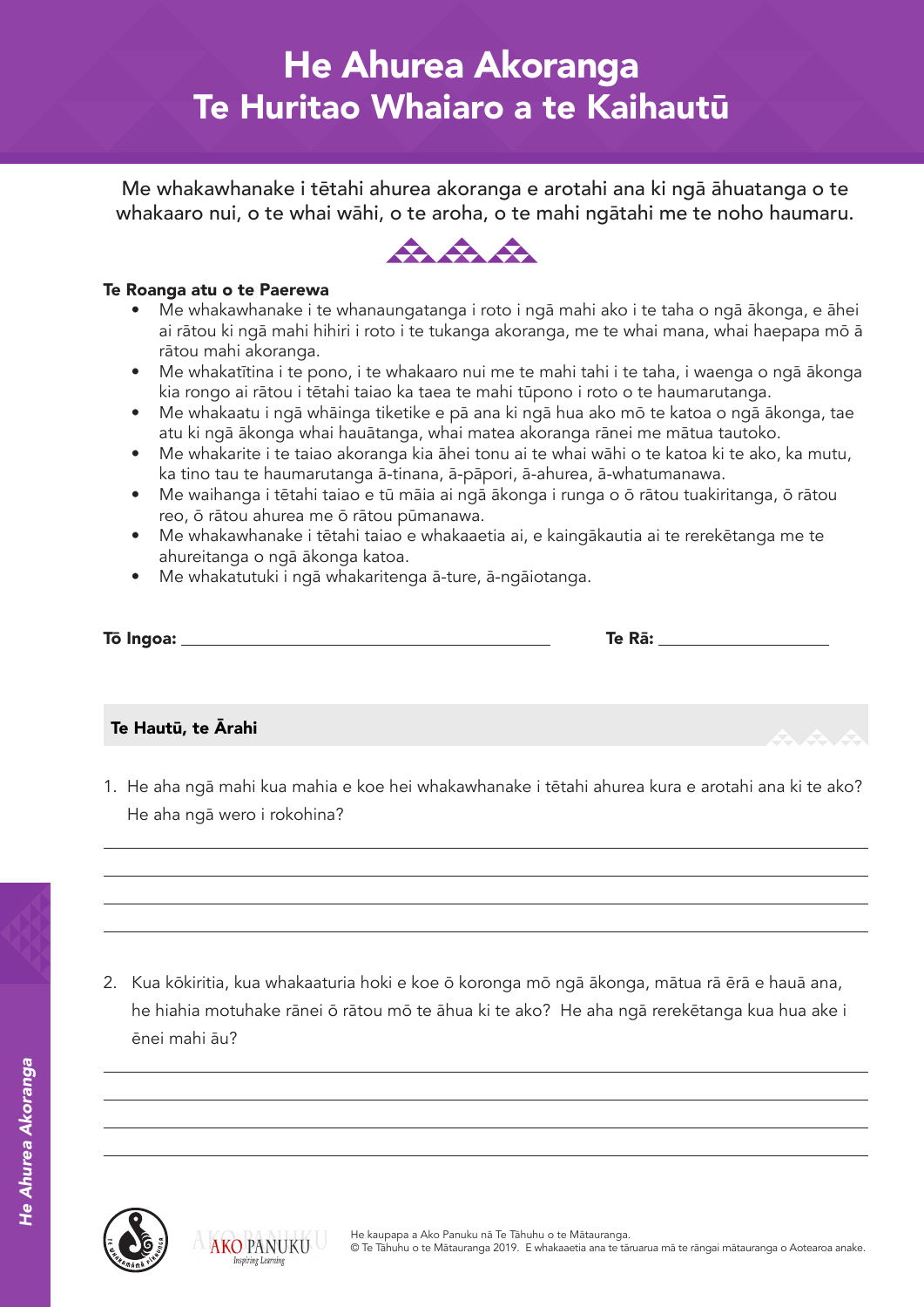# He Ahurea Akoranga
# Te Huritao Whaiaro a te Kaihautū

Me whakawhanake i tētahi ahurea akoranga e arotahi ana ki ngā āhuatanga o te whakaaro nui, o te whai wāhi, o te aroha, o te mahi ngātahi me te noho haumaru.

**Te Roanga atu o te Paerewa**

- Me whakawhanake i te whanaungatanga i roto i ngā mahi ako i te taha o ngā ākonga, e āhei ai rātou ki ngā mahi hihiri i roto i te tukanga akoranga, me te whai mana, whai haepapa mō ā rātou mahi akoranga.
- Me whakatītina i te pono, i te whakaaro nui me te mahi tahi i te taha, i waenga o ngā ākonga kia rongo ai rātou i tētahi taiao ka taea te mahi tūpono i roto o te haumarutanga.
- Me whakaatu i ngā whāinga tiketike e pā ana ki ngā hua ako mō te katoa o ngā ākonga, tae atu ki ngā ākonga whai hauātanga, whai matea akoranga rānei me mātua tautoko.
- Me whakarite i te taiao akoranga kia āhei tonu ai te whai wāhi o te katoa ki te ako, ka mutu, ka tino tau te haumarutanga ā-tinana, ā-pāpori, ā-ahurea, ā-whatumanawa.
- Me waihanga i tētahi taiao e tū māia ai ngā ākonga i runga o ō rātou tuakiritanga, ō rātou reo, ō rātou ahurea me ō rātou pūmanawa.
- Me whakawhanake i tētahi taiao e whakaaetia ai, e kaingākautia ai te rerekētanga me te ahureitanga o ngā ākonga katoa.
- Me whakatutuki i ngā whakaritenga ā-ture, ā-ngāiotanga.

**Tō Ingoa:** ____________________ **Te Rā:** ____________

## Te Hautū, te Ārahi

1. He aha ngā mahi kua mahia e koe hei whakawhanake i tētahi ahurea kura e arotahi ana ki te ako? He aha ngā wero i rokohina?

______________________________________________
______________________________________________
______________________________________________
______________________________________________

2. Kua kōkiritia, kua whakaaturia hoki e koe ō koronga mō ngā ākonga, mātua rā ērā e hauā ana, he hiahia motuhake rānei ō rātou mō te āhua ki te ako? He aha ngā rerekētanga kua hua ake i ēnei mahi āu?

______________________________________________
______________________________________________
______________________________________________
______________________________________________

He kaupapa a Ako Panuku nā Te Tāhuhu o te Mātauranga.
© Te Tāhuhu o te Mātauranga 2019. E whakaaetia ana te tāruarua mā te rāngai mātauranga o Aotearoa anake.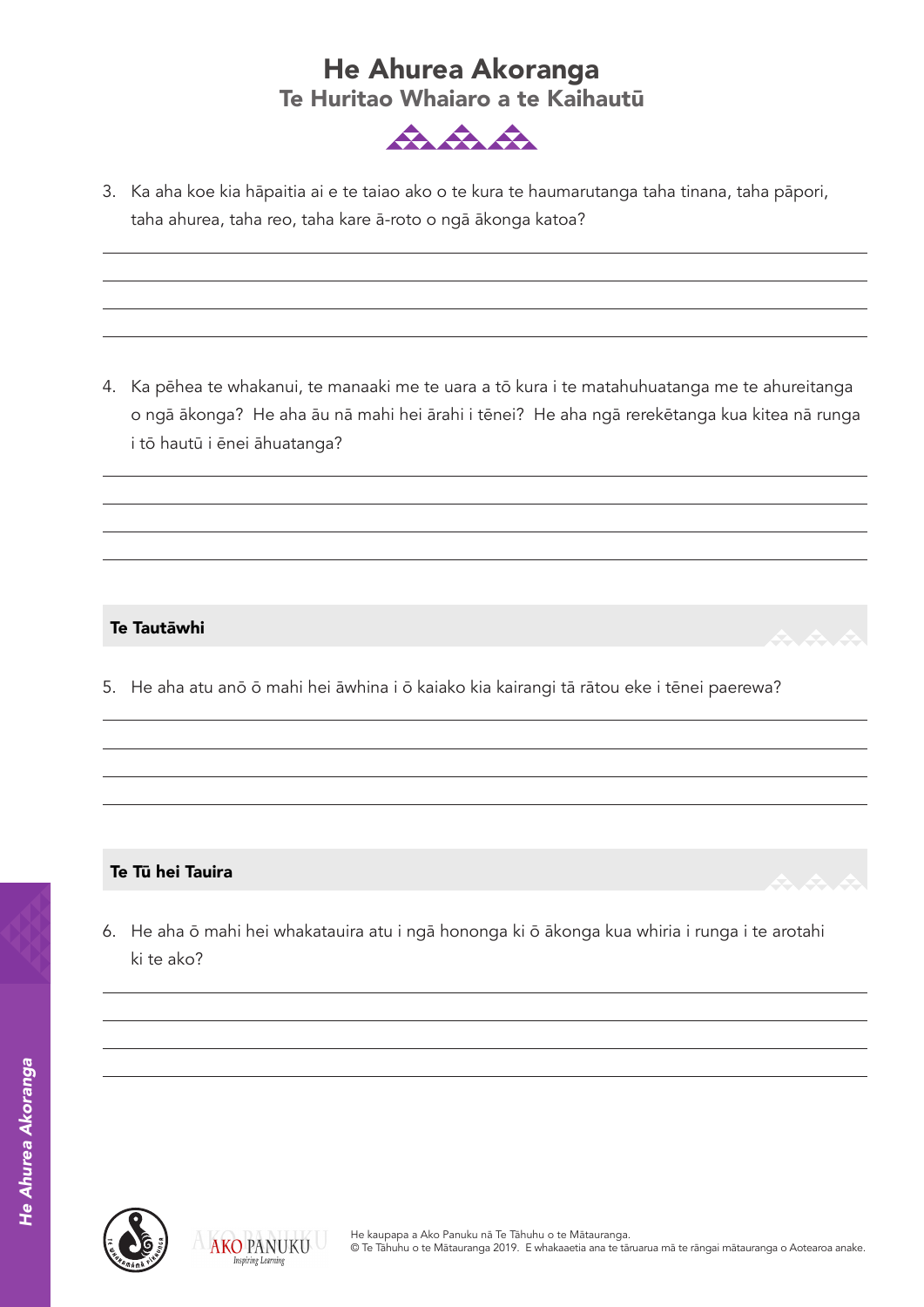# He Ahurea Akoranga

## Te Huritao Whaiaro a te Kaihautū

3. Ka aha koe kia hāpaitia ai e te taiao ako o te kura te haumarutanga taha tinana, taha pāpori, taha ahurea, taha reo, taha kare ā-roto o ngā ākonga katoa?

4. Ka pēhea te whakanui, te manaaki me te uara a tō kura i te matahuhuatanga me te ahureitanga o ngā ākonga? He aha āu nā mahi hei ārahi i tēnei? He aha ngā rerekētanga kua kitea nā runga i tō hautū i ēnei āhuatanga?

### Te Tautāwhi

5. He aha atu anō ō mahi hei āwhina i ō kaiako kia kairangi tā rātou eke i tēnei paerewa?

### Te Tū hei Tauira

6. He aha ō mahi hei whakatauira atu i ngā hononga ki ō ākonga kua whiria i runga i te arotahi ki te ako?

He kaupapa a Ako Panuku nā Te Tāhuhu o te Mātauranga.
© Te Tāhuhu o te Mātauranga 2019. E whakaaetia ana te tāruarua mā te rāngai mātauranga o Aotearoa anake.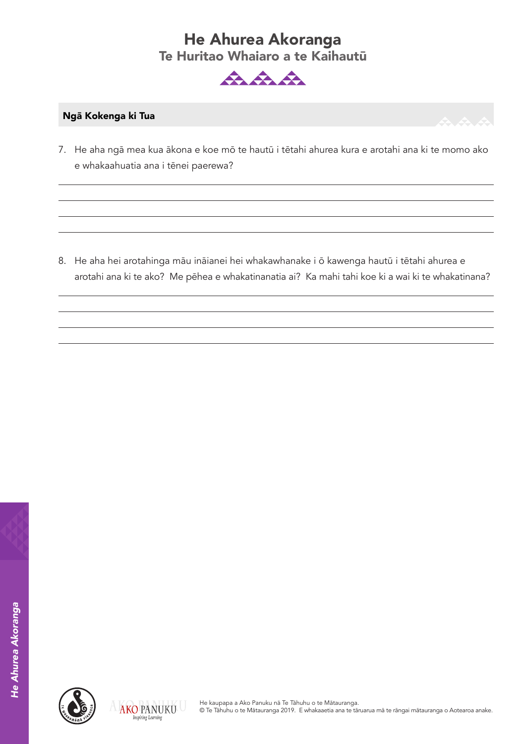# He Ahurea Akoranga

## Te Huritao Whaiaro a te Kaihautū

### Ngā Kokenga ki Tua

7. He aha ngā mea kua ākona e koe mō te hautū i tētahi ahurea kura e arotahi ana ki te momo ako e whakaahuatia ana i tēnei paerewa?

8. He aha hei arotahinga māu ināianei hei whakawhanake i ō kawenga hautū i tētahi ahurea e arotahi ana ki te ako? Me pēhea e whakatinanatia ai? Ka mahi tahi koe ki a wai ki te whakatinana?

He kaupapa a Ako Panuku nā Te Tāhuhu o te Mātauranga.
© Te Tāhuhu o te Mātauranga 2019. E whakaaetia ana te tāruarua mā te rāngai mātauranga o Aotearoa anake.